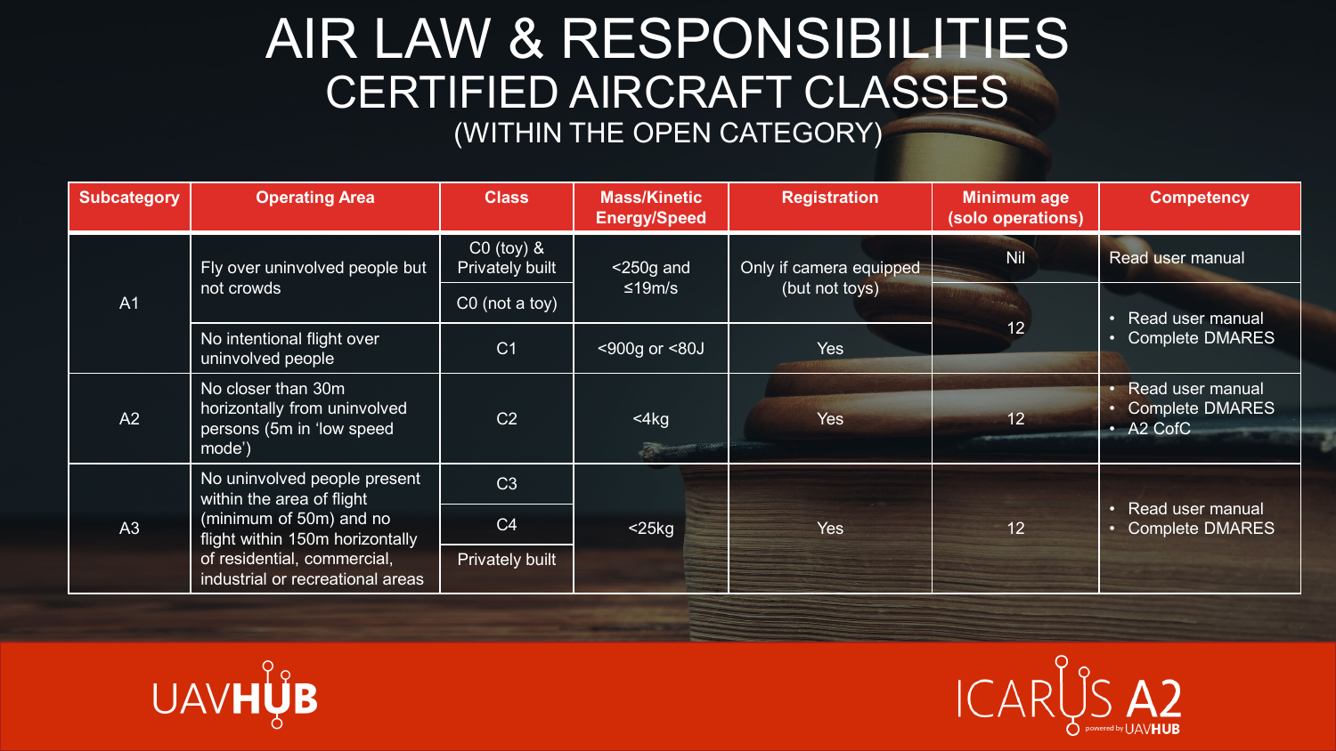# AIR LAW & RESPONSIBILITIES

## CERTIFIED AIRCRAFT CLASSES

### (WITHIN THE OPEN CATEGORY)

| Subcategory | Operating Area | Class | Mass/Kinetic Energy/Speed | Registration | Minimum age (solo operations) | Competency |
|---|---|---|---|---|---|---|
| A1 | Fly over uninvolved people but not crowds | C0 (toy) & Privately built | <250g and ≤19m/s | Only if camera equipped (but not toys) | Nil | Read user manual |
| | | C0 (not a toy) | | | 12 | • Read user manual<br>• Complete DMARES |
| | No intentional flight over uninvolved people | C1 | <900g or <80J | Yes | | |
| A2 | No closer than 30m horizontally from uninvolved persons (5m in 'low speed mode') | C2 | <4kg | Yes | 12 | • Read user manual<br>• Complete DMARES<br>• A2 CofC |
| A3 | No uninvolved people present within the area of flight (minimum of 50m) and no flight within 150m horizontally of residential, commercial, industrial or recreational areas | C3 | <25kg | Yes | 12 | • Read user manual<br>• Complete DMARES |
| | | C4 | | | | |
| | | Privately built | | | | |

UAVHUB

ICARUS A2 powered by UAVHUB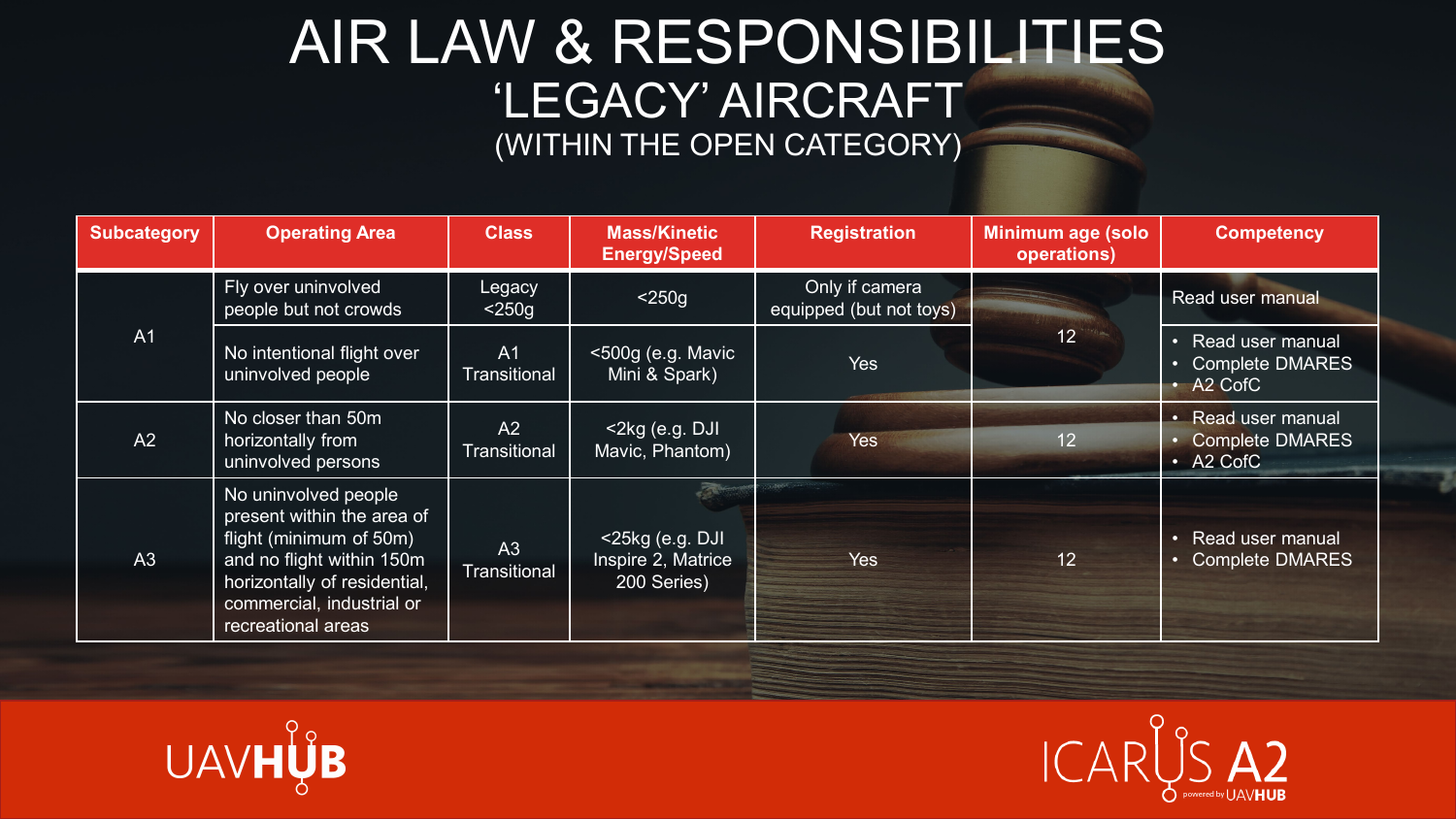# AIR LAW & RESPONSIBILITIES

## 'LEGACY' AIRCRAFT

### (WITHIN THE OPEN CATEGORY)

| Subcategory | Operating Area | Class | Mass/Kinetic Energy/Speed | Registration | Minimum age (solo operations) | Competency |
|---|---|---|---|---|---|---|
| A1 | Fly over uninvolved people but not crowds | Legacy <250g | <250g | Only if camera equipped (but not toys) | 12 | Read user manual |
| | No intentional flight over uninvolved people | A1 Transitional | <500g (e.g. Mavic Mini & Spark) | Yes | | • Read user manual<br>• Complete DMARES<br>• A2 CofC |
| A2 | No closer than 50m horizontally from uninvolved persons | A2 Transitional | <2kg (e.g. DJI Mavic, Phantom) | Yes | 12 | • Read user manual<br>• Complete DMARES<br>• A2 CofC |
| A3 | No uninvolved people present within the area of flight (minimum of 50m) and no flight within 150m horizontally of residential, commercial, industrial or recreational areas | A3 Transitional | <25kg (e.g. DJI Inspire 2, Matrice 200 Series) | Yes | 12 | • Read user manual<br>• Complete DMARES |

UAVHUB

ICARUS A2 powered by UAVHUB